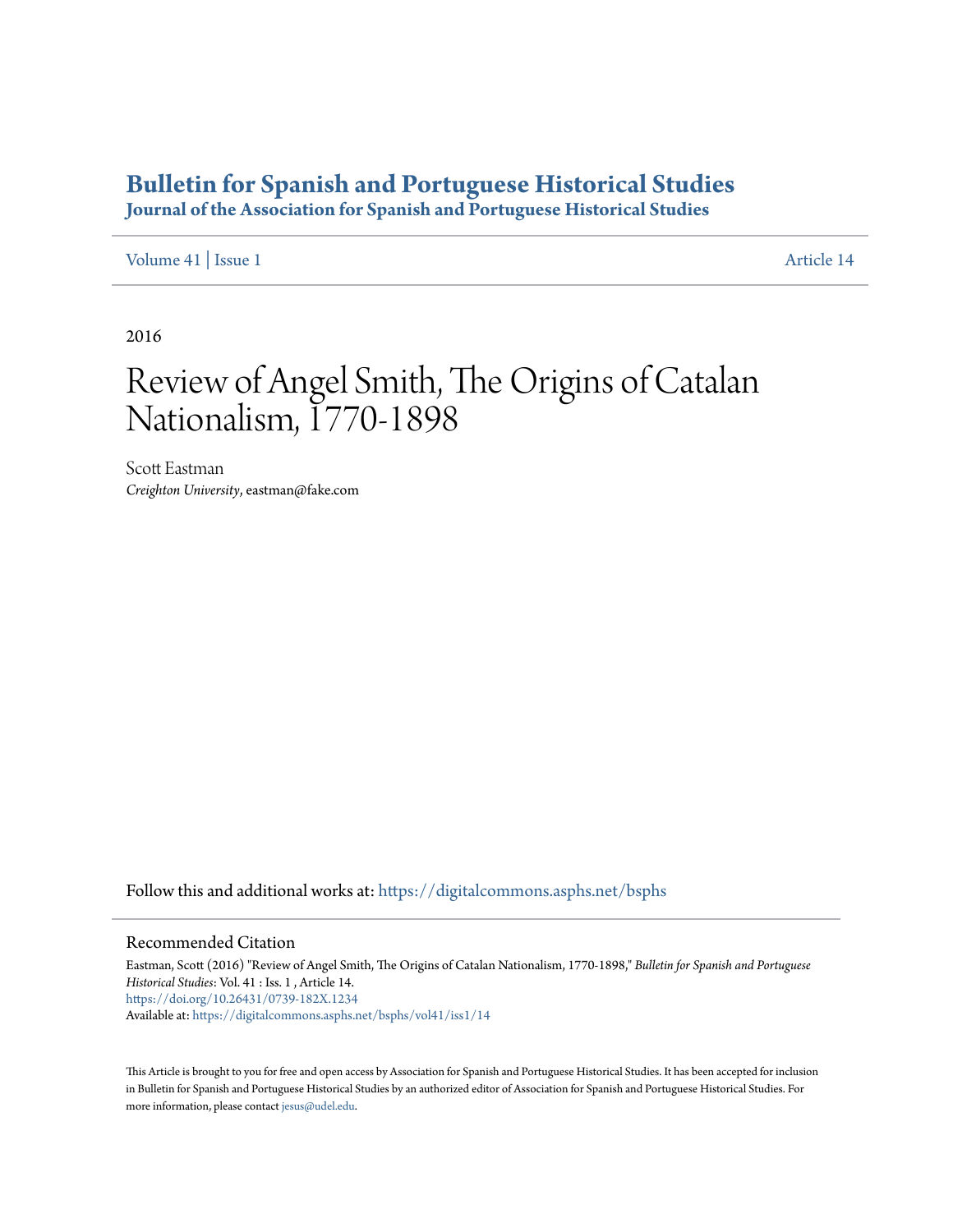# Bulletin for Spanish and Portuguese Historical Studies

**Journal of the Association for Spanish and Portuguese Historical Studies**

Volume 41 | Issue 1 Article 14

2016

# Review of Angel Smith, The Origins of Catalan Nationalism, 1770-1898

Scott Eastman
*Creighton University*, eastman@fake.com

Follow this and additional works at: https://digitalcommons.asphs.net/bsphs

## Recommended Citation

Eastman, Scott (2016) "Review of Angel Smith, The Origins of Catalan Nationalism, 1770-1898," *Bulletin for Spanish and Portuguese Historical Studies*: Vol. 41 : Iss. 1 , Article 14.
https://doi.org/10.26431/0739-182X.1234
Available at: https://digitalcommons.asphs.net/bsphs/vol41/iss1/14

This Article is brought to you for free and open access by Association for Spanish and Portuguese Historical Studies. It has been accepted for inclusion in Bulletin for Spanish and Portuguese Historical Studies by an authorized editor of Association for Spanish and Portuguese Historical Studies. For more information, please contact jesus@udel.edu.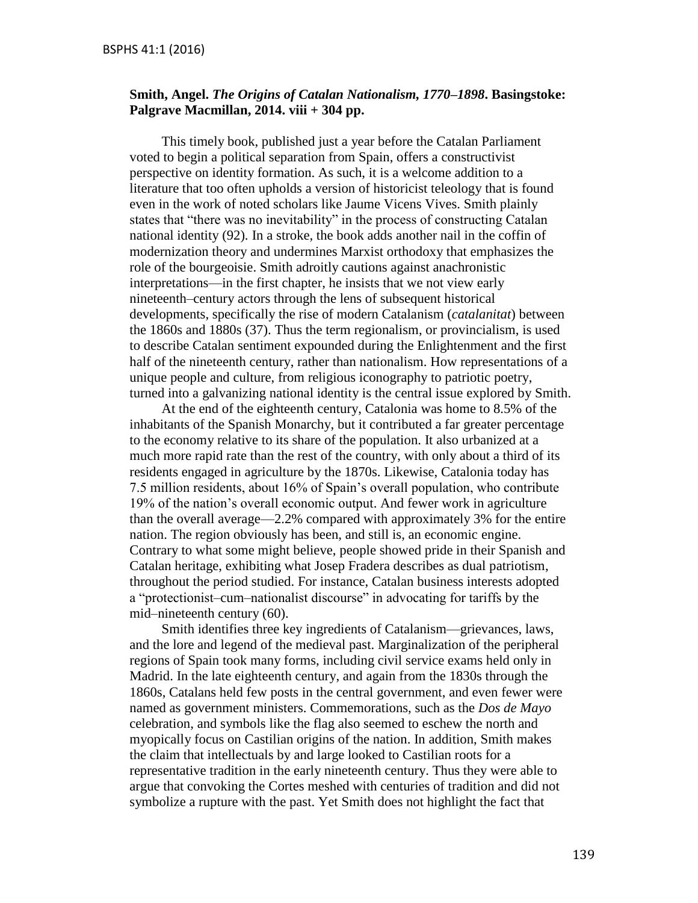**Smith, Angel. *The Origins of Catalan Nationalism, 1770–1898*. Basingstoke: Palgrave Macmillan, 2014. viii + 304 pp.**

This timely book, published just a year before the Catalan Parliament voted to begin a political separation from Spain, offers a constructivist perspective on identity formation. As such, it is a welcome addition to a literature that too often upholds a version of historicist teleology that is found even in the work of noted scholars like Jaume Vicens Vives. Smith plainly states that "there was no inevitability" in the process of constructing Catalan national identity (92). In a stroke, the book adds another nail in the coffin of modernization theory and undermines Marxist orthodoxy that emphasizes the role of the bourgeoisie. Smith adroitly cautions against anachronistic interpretations—in the first chapter, he insists that we not view early nineteenth–century actors through the lens of subsequent historical developments, specifically the rise of modern Catalanism (*catalanitat*) between the 1860s and 1880s (37). Thus the term regionalism, or provincialism, is used to describe Catalan sentiment expounded during the Enlightenment and the first half of the nineteenth century, rather than nationalism. How representations of a unique people and culture, from religious iconography to patriotic poetry, turned into a galvanizing national identity is the central issue explored by Smith.

At the end of the eighteenth century, Catalonia was home to 8.5% of the inhabitants of the Spanish Monarchy, but it contributed a far greater percentage to the economy relative to its share of the population. It also urbanized at a much more rapid rate than the rest of the country, with only about a third of its residents engaged in agriculture by the 1870s. Likewise, Catalonia today has 7.5 million residents, about 16% of Spain's overall population, who contribute 19% of the nation's overall economic output. And fewer work in agriculture than the overall average—2.2% compared with approximately 3% for the entire nation. The region obviously has been, and still is, an economic engine. Contrary to what some might believe, people showed pride in their Spanish and Catalan heritage, exhibiting what Josep Fradera describes as dual patriotism, throughout the period studied. For instance, Catalan business interests adopted a "protectionist–cum–nationalist discourse" in advocating for tariffs by the mid–nineteenth century (60).

Smith identifies three key ingredients of Catalanism—grievances, laws, and the lore and legend of the medieval past. Marginalization of the peripheral regions of Spain took many forms, including civil service exams held only in Madrid. In the late eighteenth century, and again from the 1830s through the 1860s, Catalans held few posts in the central government, and even fewer were named as government ministers. Commemorations, such as the *Dos de Mayo* celebration, and symbols like the flag also seemed to eschew the north and myopically focus on Castilian origins of the nation. In addition, Smith makes the claim that intellectuals by and large looked to Castilian roots for a representative tradition in the early nineteenth century. Thus they were able to argue that convoking the Cortes meshed with centuries of tradition and did not symbolize a rupture with the past. Yet Smith does not highlight the fact that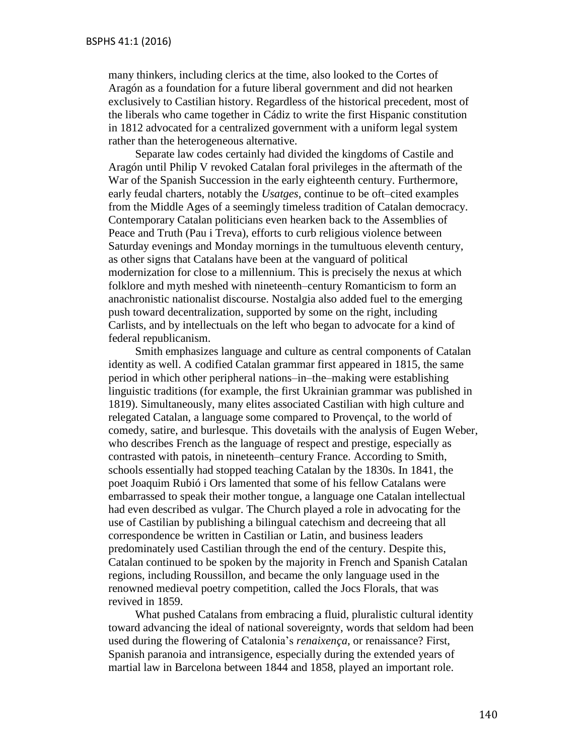many thinkers, including clerics at the time, also looked to the Cortes of Aragón as a foundation for a future liberal government and did not hearken exclusively to Castilian history. Regardless of the historical precedent, most of the liberals who came together in Cádiz to write the first Hispanic constitution in 1812 advocated for a centralized government with a uniform legal system rather than the heterogeneous alternative.

Separate law codes certainly had divided the kingdoms of Castile and Aragón until Philip V revoked Catalan foral privileges in the aftermath of the War of the Spanish Succession in the early eighteenth century. Furthermore, early feudal charters, notably the *Usatges*, continue to be oft–cited examples from the Middle Ages of a seemingly timeless tradition of Catalan democracy. Contemporary Catalan politicians even hearken back to the Assemblies of Peace and Truth (Pau i Treva), efforts to curb religious violence between Saturday evenings and Monday mornings in the tumultuous eleventh century, as other signs that Catalans have been at the vanguard of political modernization for close to a millennium. This is precisely the nexus at which folklore and myth meshed with nineteenth–century Romanticism to form an anachronistic nationalist discourse. Nostalgia also added fuel to the emerging push toward decentralization, supported by some on the right, including Carlists, and by intellectuals on the left who began to advocate for a kind of federal republicanism.

Smith emphasizes language and culture as central components of Catalan identity as well. A codified Catalan grammar first appeared in 1815, the same period in which other peripheral nations–in–the–making were establishing linguistic traditions (for example, the first Ukrainian grammar was published in 1819). Simultaneously, many elites associated Castilian with high culture and relegated Catalan, a language some compared to Provençal, to the world of comedy, satire, and burlesque. This dovetails with the analysis of Eugen Weber, who describes French as the language of respect and prestige, especially as contrasted with patois, in nineteenth–century France. According to Smith, schools essentially had stopped teaching Catalan by the 1830s. In 1841, the poet Joaquim Rubió i Ors lamented that some of his fellow Catalans were embarrassed to speak their mother tongue, a language one Catalan intellectual had even described as vulgar. The Church played a role in advocating for the use of Castilian by publishing a bilingual catechism and decreeing that all correspondence be written in Castilian or Latin, and business leaders predominately used Castilian through the end of the century. Despite this, Catalan continued to be spoken by the majority in French and Spanish Catalan regions, including Roussillon, and became the only language used in the renowned medieval poetry competition, called the Jocs Florals, that was revived in 1859.

What pushed Catalans from embracing a fluid, pluralistic cultural identity toward advancing the ideal of national sovereignty, words that seldom had been used during the flowering of Catalonia's *renaixença*, or renaissance? First, Spanish paranoia and intransigence, especially during the extended years of martial law in Barcelona between 1844 and 1858, played an important role.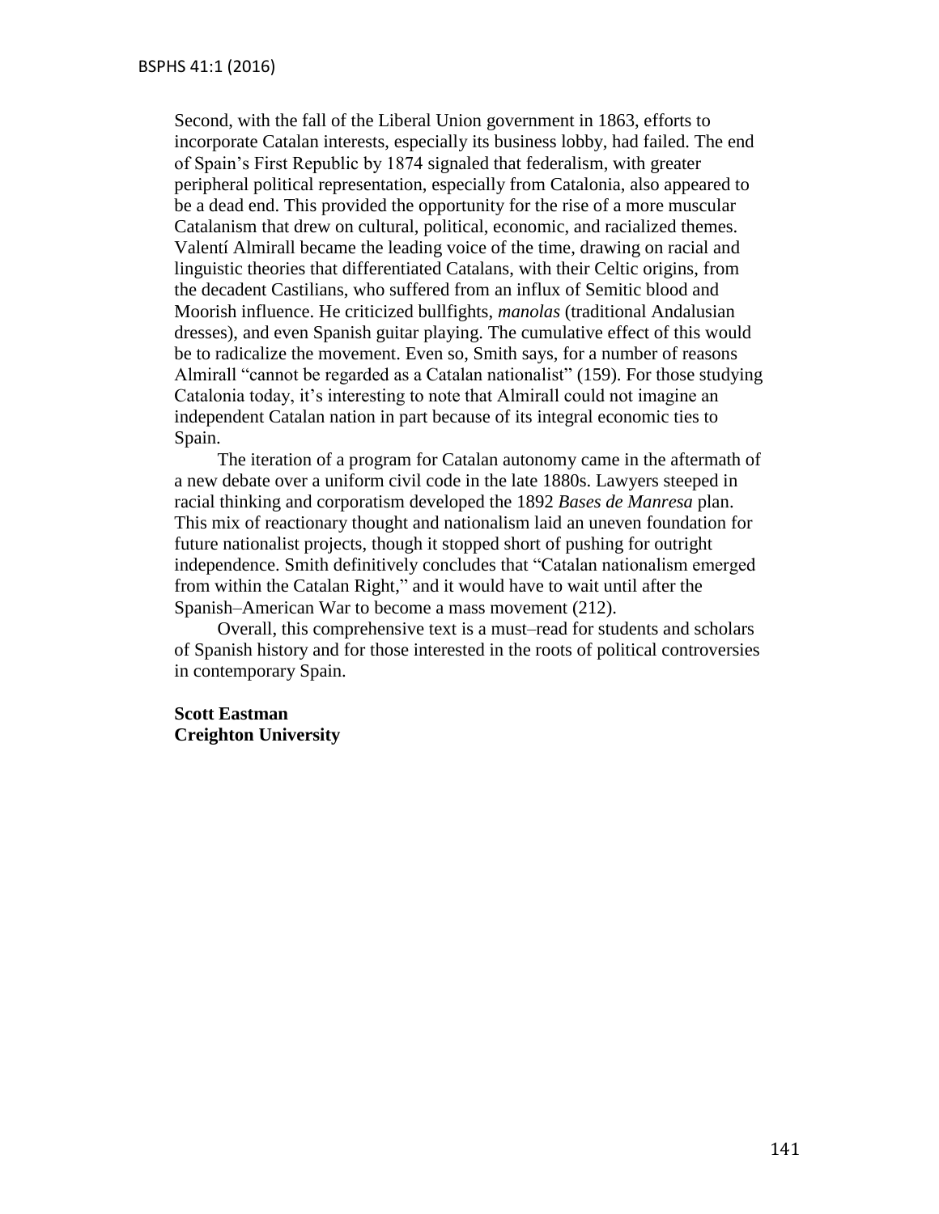Second, with the fall of the Liberal Union government in 1863, efforts to incorporate Catalan interests, especially its business lobby, had failed. The end of Spain's First Republic by 1874 signaled that federalism, with greater peripheral political representation, especially from Catalonia, also appeared to be a dead end. This provided the opportunity for the rise of a more muscular Catalanism that drew on cultural, political, economic, and racialized themes. Valentí Almirall became the leading voice of the time, drawing on racial and linguistic theories that differentiated Catalans, with their Celtic origins, from the decadent Castilians, who suffered from an influx of Semitic blood and Moorish influence. He criticized bullfights, *manolas* (traditional Andalusian dresses), and even Spanish guitar playing. The cumulative effect of this would be to radicalize the movement. Even so, Smith says, for a number of reasons Almirall "cannot be regarded as a Catalan nationalist" (159). For those studying Catalonia today, it's interesting to note that Almirall could not imagine an independent Catalan nation in part because of its integral economic ties to Spain.

The iteration of a program for Catalan autonomy came in the aftermath of a new debate over a uniform civil code in the late 1880s. Lawyers steeped in racial thinking and corporatism developed the 1892 *Bases de Manresa* plan. This mix of reactionary thought and nationalism laid an uneven foundation for future nationalist projects, though it stopped short of pushing for outright independence. Smith definitively concludes that "Catalan nationalism emerged from within the Catalan Right," and it would have to wait until after the Spanish–American War to become a mass movement (212).

Overall, this comprehensive text is a must–read for students and scholars of Spanish history and for those interested in the roots of political controversies in contemporary Spain.

**Scott Eastman**
**Creighton University**